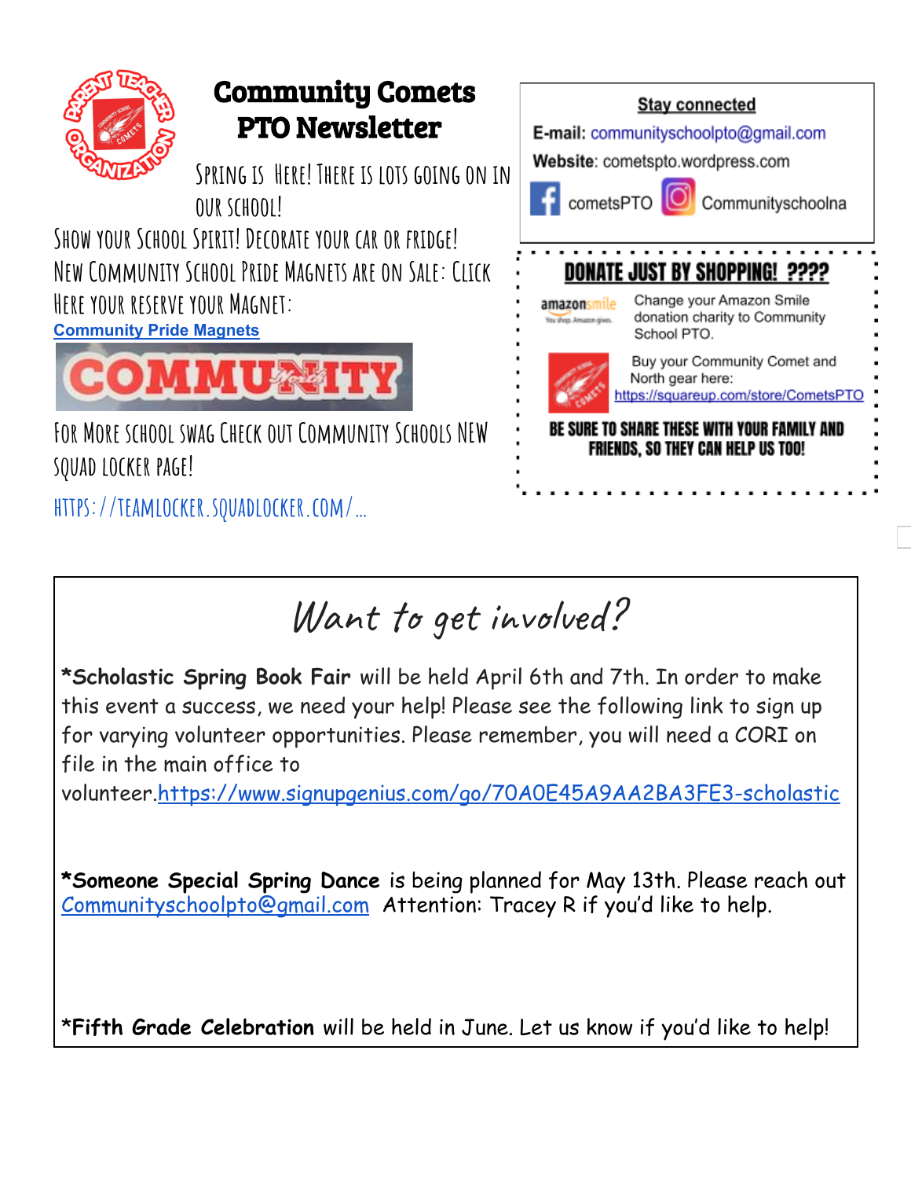# Community Comets PTO Newsletter

Spring is Here! There is lots going on in our school!

Show your School Spirit! Decorate your car or fridge! New Community School Pride Magnets are on sale: Click here your reserve your magnet:

**Community Pride Magnets**

For more school swag check out Community Schools new Squad Locker page!

https://teamlocker.squadlocker.com/...

**Stay connected**

**E-mail:** communityschoolpto@gmail.com

**Website**: cometspto.wordpress.com

cometsPTO

Communityschoolna

## DONATE JUST BY SHOPPING! ????

Change your Amazon Smile donation charity to Community School PTO.

Buy your Community Comet and North gear here: https://squareup.com/store/CometsPTO

**BE SURE TO SHARE THESE WITH YOUR FAMILY AND FRIENDS, SO THEY CAN HELP US TOO!**

## *Want to get involved?*

***Scholastic Spring Book Fair** will be held April 6th and 7th. In order to make this event a success, we need your help! Please see the following link to sign up for varying volunteer opportunities. Please remember, you will need a CORI on file in the main office to volunteer. https://www.signupgenius.com/go/70A0E45A9AA2BA3FE3-scholastic

***Someone Special Spring Dance** is being planned for May 13th. Please reach out Communityschoolpto@gmail.com Attention: Tracey R if you'd like to help.

***Fifth Grade Celebration** will be held in June. Let us know if you'd like to help!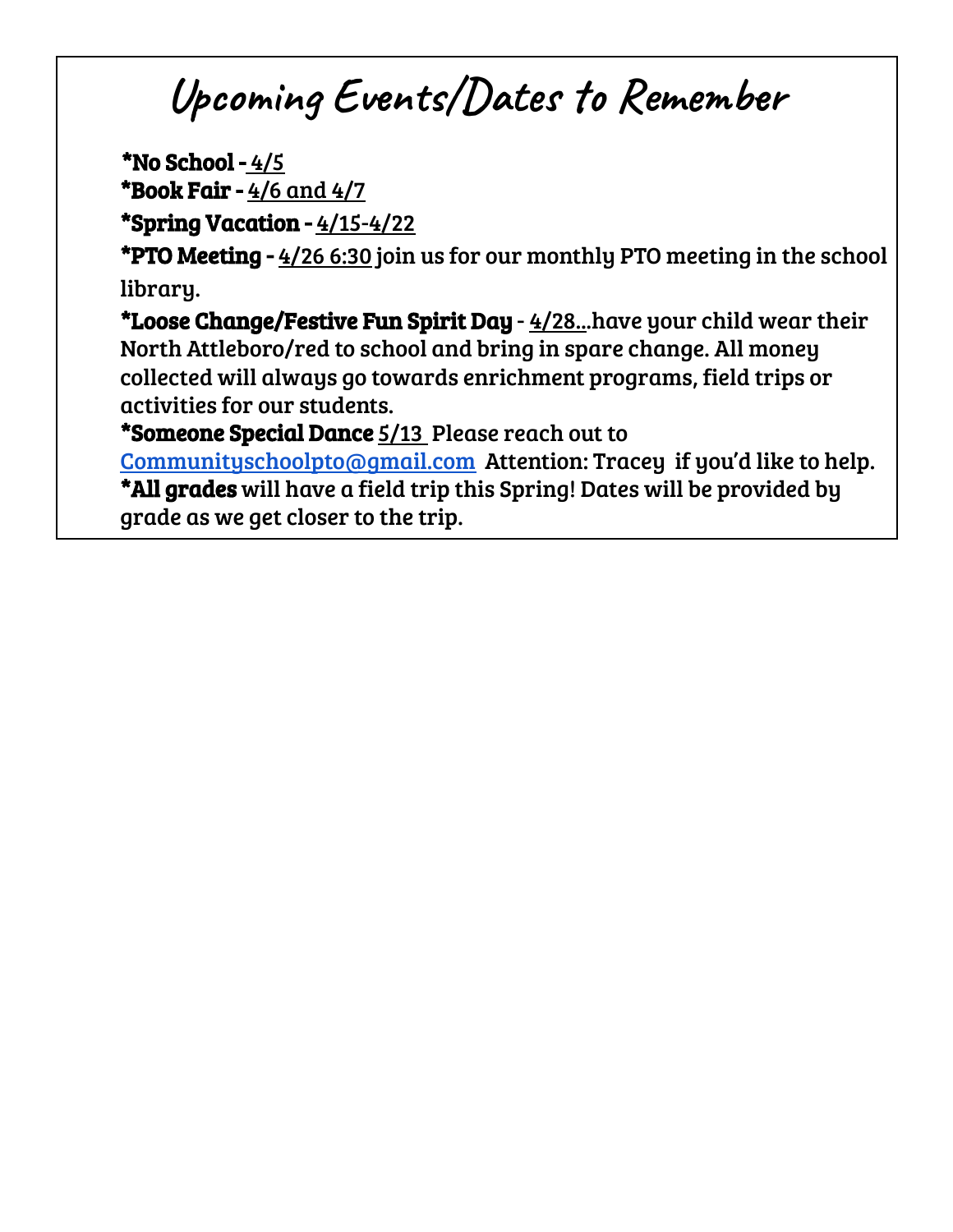# Upcoming Events/Dates to Remember

***No School -** 4/5
***Book Fair -** 4/6 and 4/7
***Spring Vacation -** 4/15-4/22
***PTO Meeting -** 4/26 6:30 join us for our monthly PTO meeting in the school library.
***Loose Change/Festive Fun Spirit Day** - 4/28…have your child wear their North Attleboro/red to school and bring in spare change. All money collected will always go towards enrichment programs, field trips or activities for our students.
***Someone Special Dance** 5/13 Please reach out to Communityschoolpto@gmail.com Attention: Tracey if you'd like to help.
***All grades** will have a field trip this Spring! Dates will be provided by grade as we get closer to the trip.